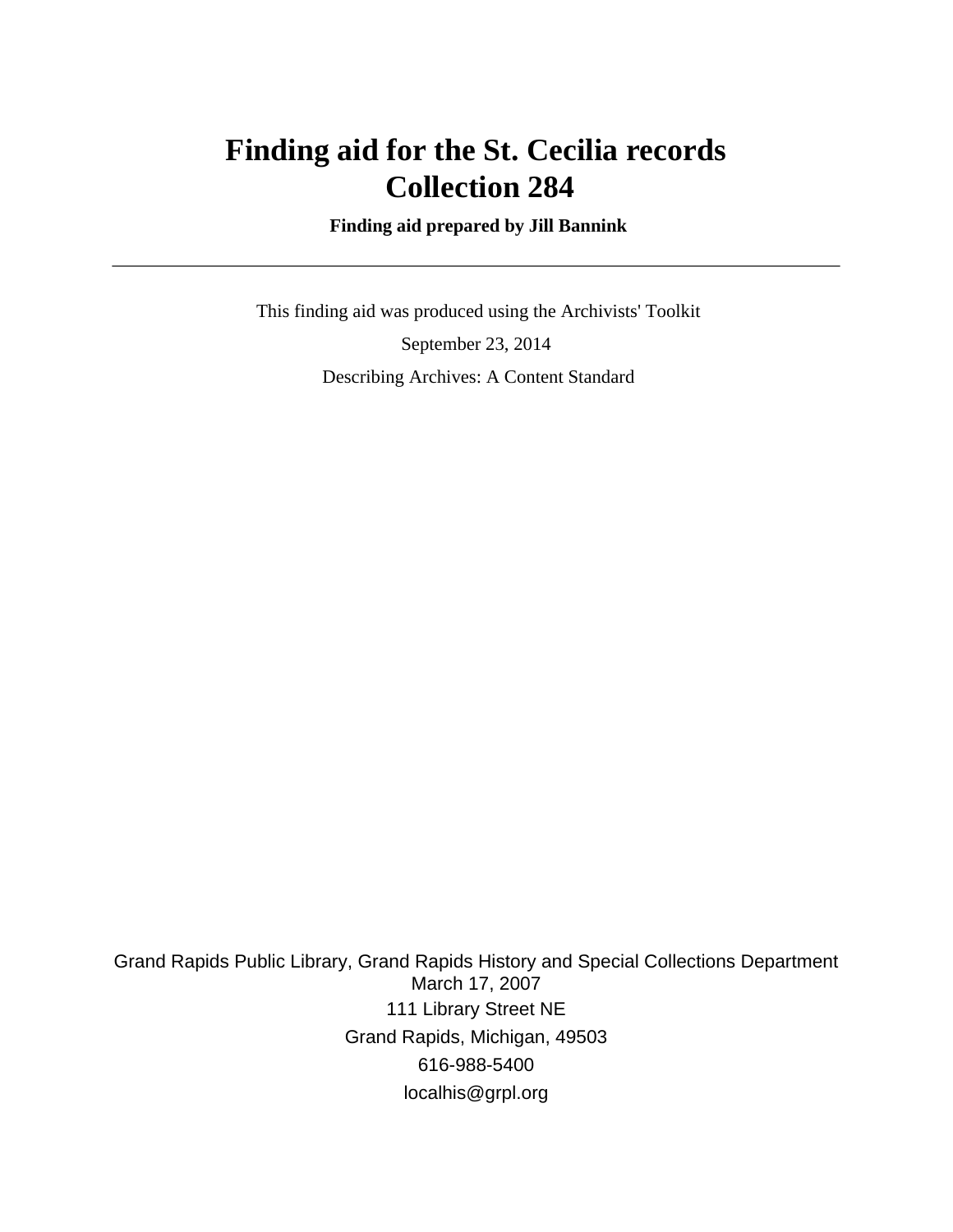# Finding aid for the St. Cecilia records Collection 284

**Finding aid prepared by Jill Bannink**

---

This finding aid was produced using the Archivists' Toolkit

September 23, 2014

Describing Archives: A Content Standard

Grand Rapids Public Library, Grand Rapids History and Special Collections Department
March 17, 2007
111 Library Street NE
Grand Rapids, Michigan, 49503
616-988-5400
localhis@grpl.org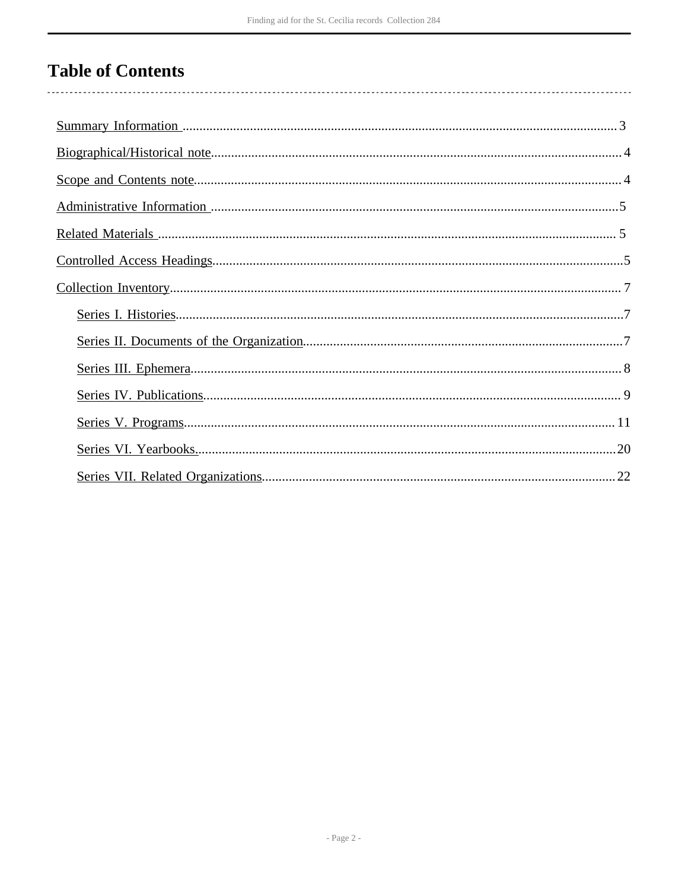# Table of Contents

- Summary Information ... 3
- Biographical/Historical note ... 4
- Scope and Contents note ... 4
- Administrative Information ... 5
- Related Materials ... 5
- Controlled Access Headings ... 5
- Collection Inventory ... 7
    - Series I. Histories ... 7
    - Series II. Documents of the Organization ... 7
    - Series III. Ephemera ... 8
    - Series IV. Publications ... 9
    - Series V. Programs ... 11
    - Series VI. Yearbooks. ... 20
    - Series VII. Related Organizations ... 22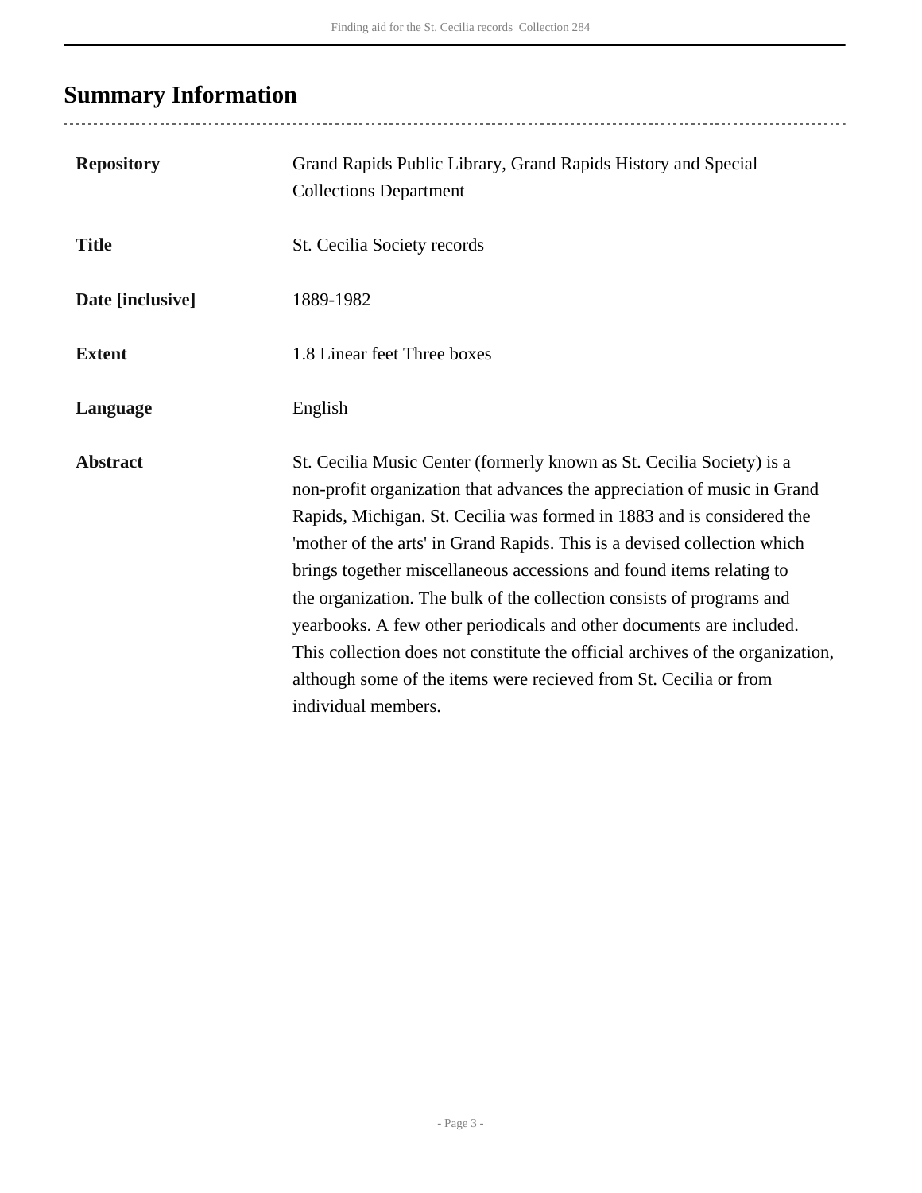## Summary Information

| | |
|---|---|
| **Repository** | Grand Rapids Public Library, Grand Rapids History and Special Collections Department |
| **Title** | St. Cecilia Society records |
| **Date [inclusive]** | 1889-1982 |
| **Extent** | 1.8 Linear feet Three boxes |
| **Language** | English |
| **Abstract** | St. Cecilia Music Center (formerly known as St. Cecilia Society) is a non-profit organization that advances the appreciation of music in Grand Rapids, Michigan. St. Cecilia was formed in 1883 and is considered the 'mother of the arts' in Grand Rapids. This is a devised collection which brings together miscellaneous accessions and found items relating to the organization. The bulk of the collection consists of programs and yearbooks. A few other periodicals and other documents are included. This collection does not constitute the official archives of the organization, although some of the items were recieved from St. Cecilia or from individual members. |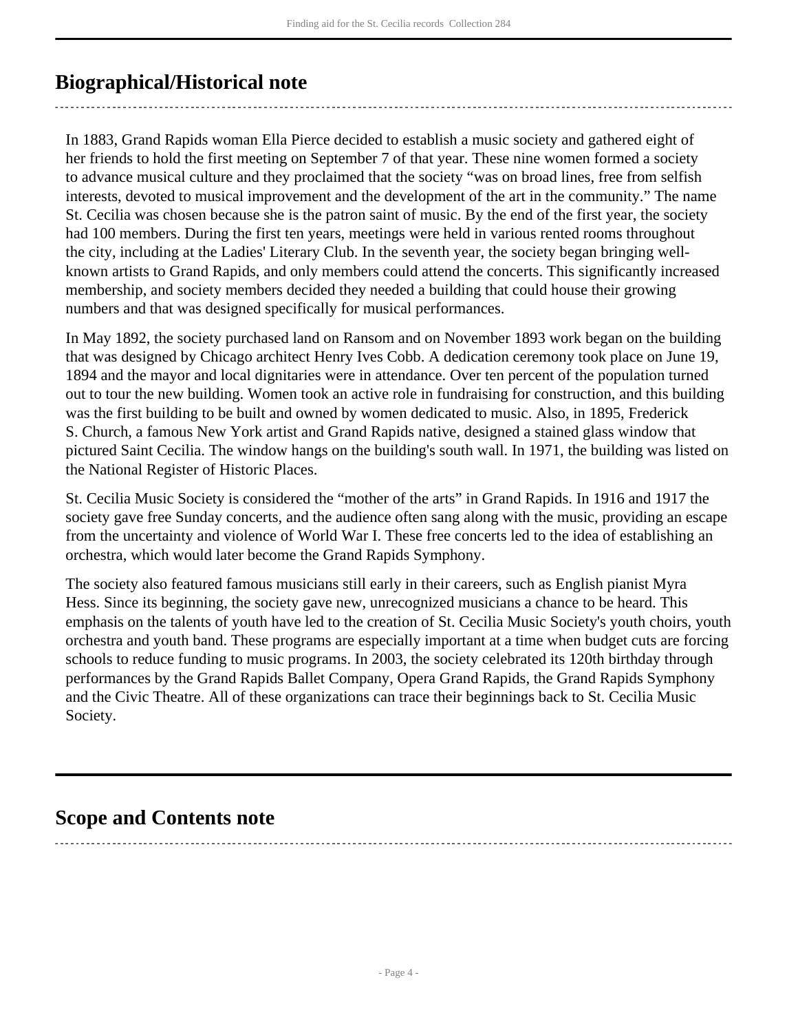## Biographical/Historical note

In 1883, Grand Rapids woman Ella Pierce decided to establish a music society and gathered eight of her friends to hold the first meeting on September 7 of that year. These nine women formed a society to advance musical culture and they proclaimed that the society "was on broad lines, free from selfish interests, devoted to musical improvement and the development of the art in the community." The name St. Cecilia was chosen because she is the patron saint of music. By the end of the first year, the society had 100 members. During the first ten years, meetings were held in various rented rooms throughout the city, including at the Ladies' Literary Club. In the seventh year, the society began bringing well-known artists to Grand Rapids, and only members could attend the concerts. This significantly increased membership, and society members decided they needed a building that could house their growing numbers and that was designed specifically for musical performances.

In May 1892, the society purchased land on Ransom and on November 1893 work began on the building that was designed by Chicago architect Henry Ives Cobb. A dedication ceremony took place on June 19, 1894 and the mayor and local dignitaries were in attendance. Over ten percent of the population turned out to tour the new building. Women took an active role in fundraising for construction, and this building was the first building to be built and owned by women dedicated to music. Also, in 1895, Frederick S. Church, a famous New York artist and Grand Rapids native, designed a stained glass window that pictured Saint Cecilia. The window hangs on the building's south wall. In 1971, the building was listed on the National Register of Historic Places.

St. Cecilia Music Society is considered the "mother of the arts" in Grand Rapids. In 1916 and 1917 the society gave free Sunday concerts, and the audience often sang along with the music, providing an escape from the uncertainty and violence of World War I. These free concerts led to the idea of establishing an orchestra, which would later become the Grand Rapids Symphony.

The society also featured famous musicians still early in their careers, such as English pianist Myra Hess. Since its beginning, the society gave new, unrecognized musicians a chance to be heard. This emphasis on the talents of youth have led to the creation of St. Cecilia Music Society's youth choirs, youth orchestra and youth band. These programs are especially important at a time when budget cuts are forcing schools to reduce funding to music programs. In 2003, the society celebrated its 120th birthday through performances by the Grand Rapids Ballet Company, Opera Grand Rapids, the Grand Rapids Symphony and the Civic Theatre. All of these organizations can trace their beginnings back to St. Cecilia Music Society.

## Scope and Contents note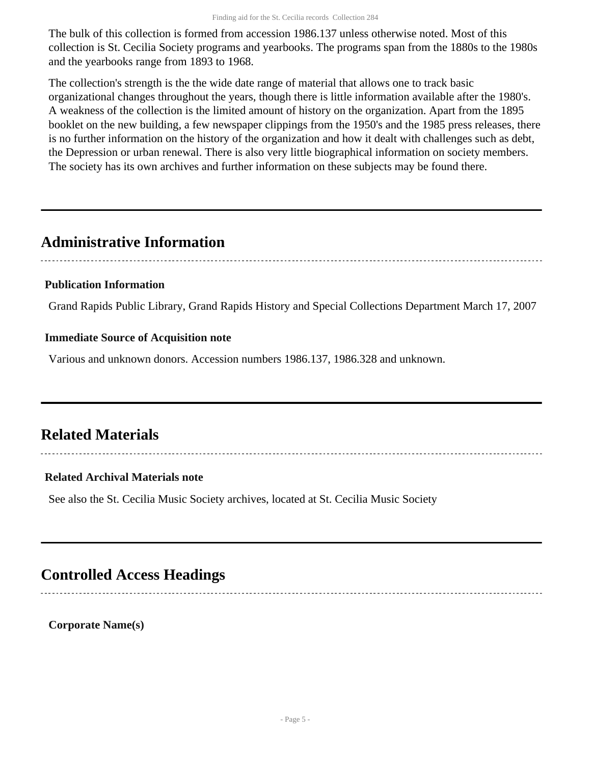The bulk of this collection is formed from accession 1986.137 unless otherwise noted. Most of this collection is St. Cecilia Society programs and yearbooks. The programs span from the 1880s to the 1980s and the yearbooks range from 1893 to 1968.

The collection's strength is the the wide date range of material that allows one to track basic organizational changes throughout the years, though there is little information available after the 1980's. A weakness of the collection is the limited amount of history on the organization. Apart from the 1895 booklet on the new building, a few newspaper clippings from the 1950's and the 1985 press releases, there is no further information on the history of the organization and how it dealt with challenges such as debt, the Depression or urban renewal. There is also very little biographical information on society members. The society has its own archives and further information on these subjects may be found there.

## Administrative Information

### Publication Information

Grand Rapids Public Library, Grand Rapids History and Special Collections Department March 17, 2007

### Immediate Source of Acquisition note

Various and unknown donors. Accession numbers 1986.137, 1986.328 and unknown.

## Related Materials

### Related Archival Materials note

See also the St. Cecilia Music Society archives, located at St. Cecilia Music Society

## Controlled Access Headings

**Corporate Name(s)**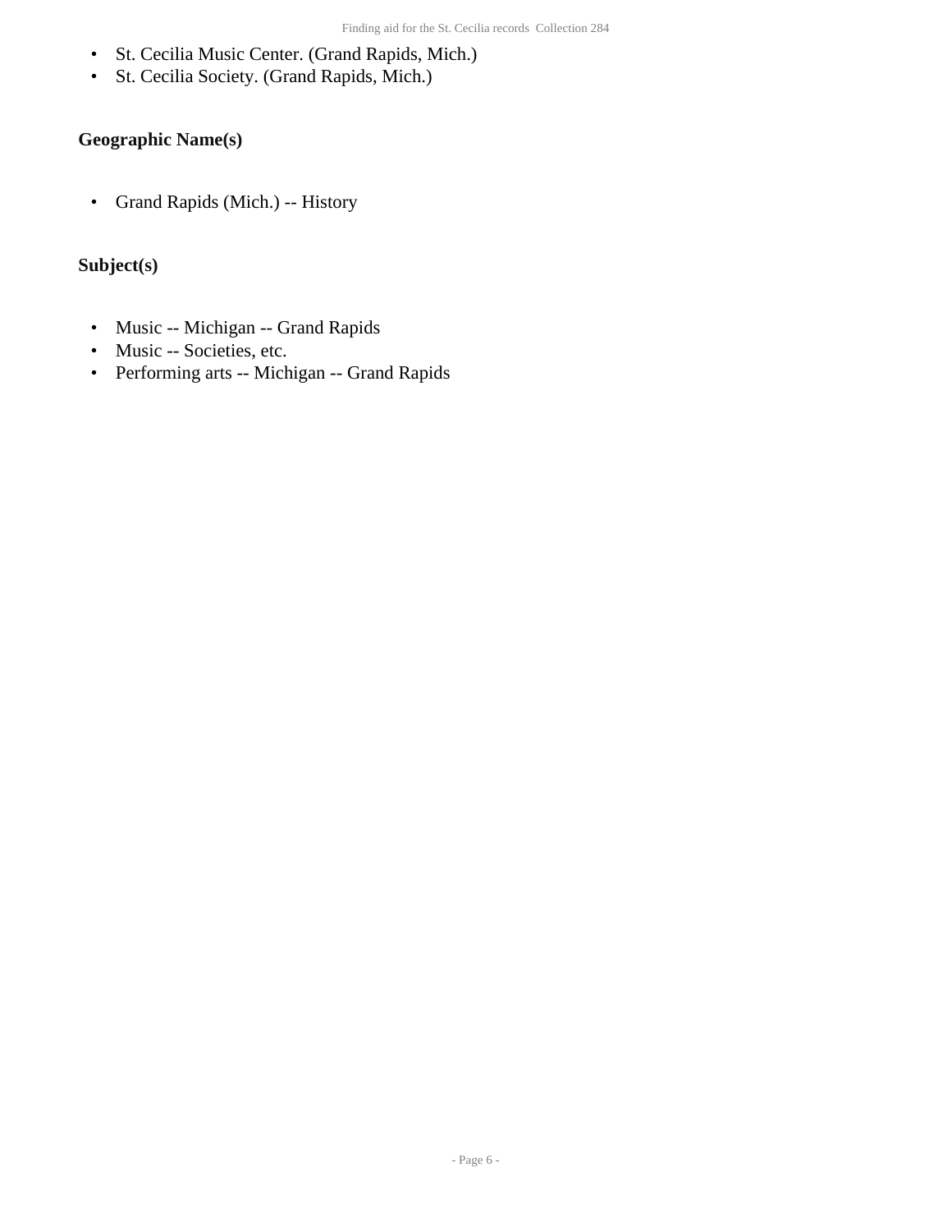- St. Cecilia Music Center. (Grand Rapids, Mich.)
- St. Cecilia Society. (Grand Rapids, Mich.)

### Geographic Name(s)

- Grand Rapids (Mich.) -- History

### Subject(s)

- Music -- Michigan -- Grand Rapids
- Music -- Societies, etc.
- Performing arts -- Michigan -- Grand Rapids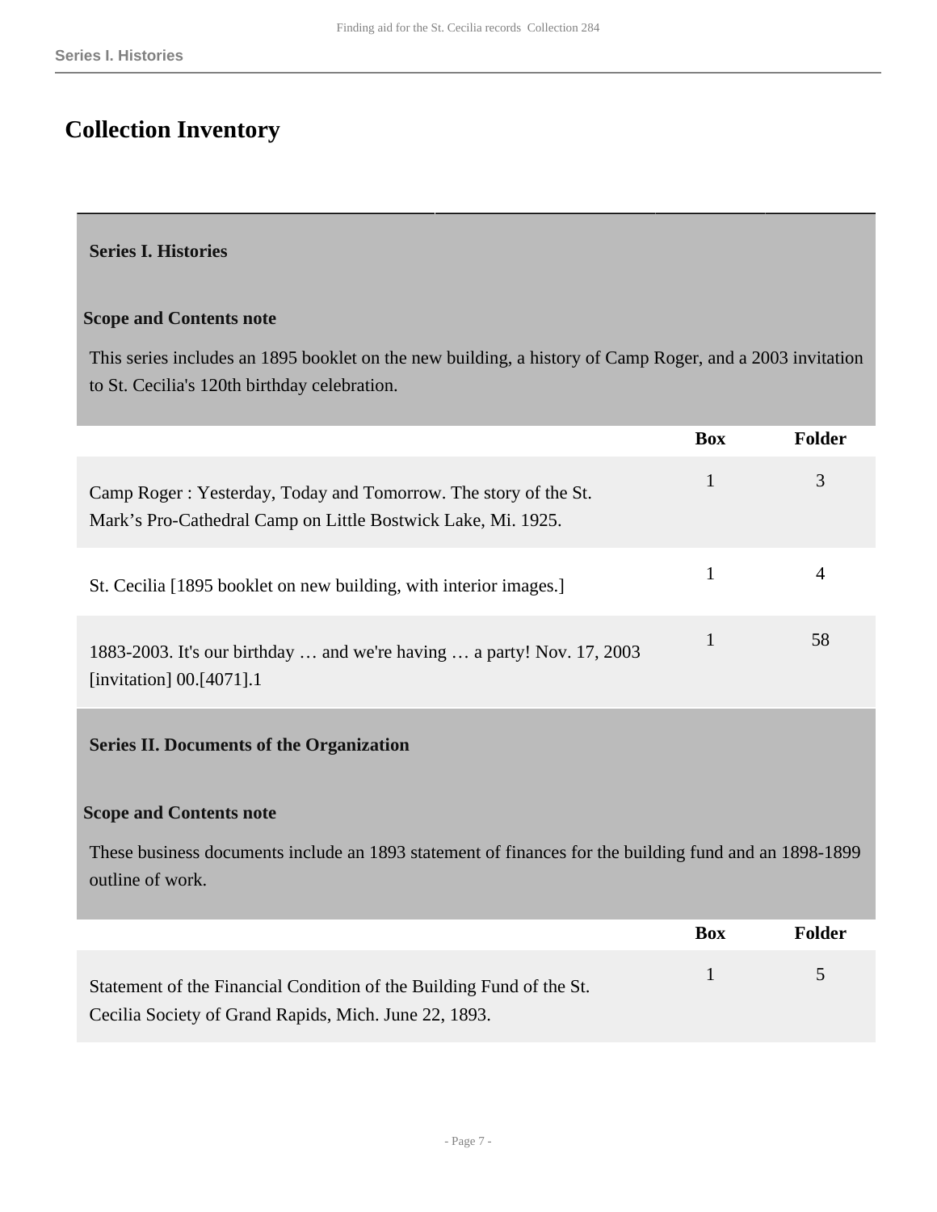# Collection Inventory

## Series I. Histories

### Scope and Contents note

This series includes an 1895 booklet on the new building, a history of Camp Roger, and a 2003 invitation to St. Cecilia's 120th birthday celebration.

| | Box | Folder |
|---|---|---|
| Camp Roger : Yesterday, Today and Tomorrow. The story of the St. Mark’s Pro-Cathedral Camp on Little Bostwick Lake, Mi. 1925. | 1 | 3 |
| St. Cecilia [1895 booklet on new building, with interior images.] | 1 | 4 |
| 1883-2003. It's our birthday … and we're having … a party! Nov. 17, 2003 [invitation] 00.[4071].1 | 1 | 58 |

## Series II. Documents of the Organization

### Scope and Contents note

These business documents include an 1893 statement of finances for the building fund and an 1898-1899 outline of work.

| | Box | Folder |
|---|---|---|
| Statement of the Financial Condition of the Building Fund of the St. Cecilia Society of Grand Rapids, Mich. June 22, 1893. | 1 | 5 |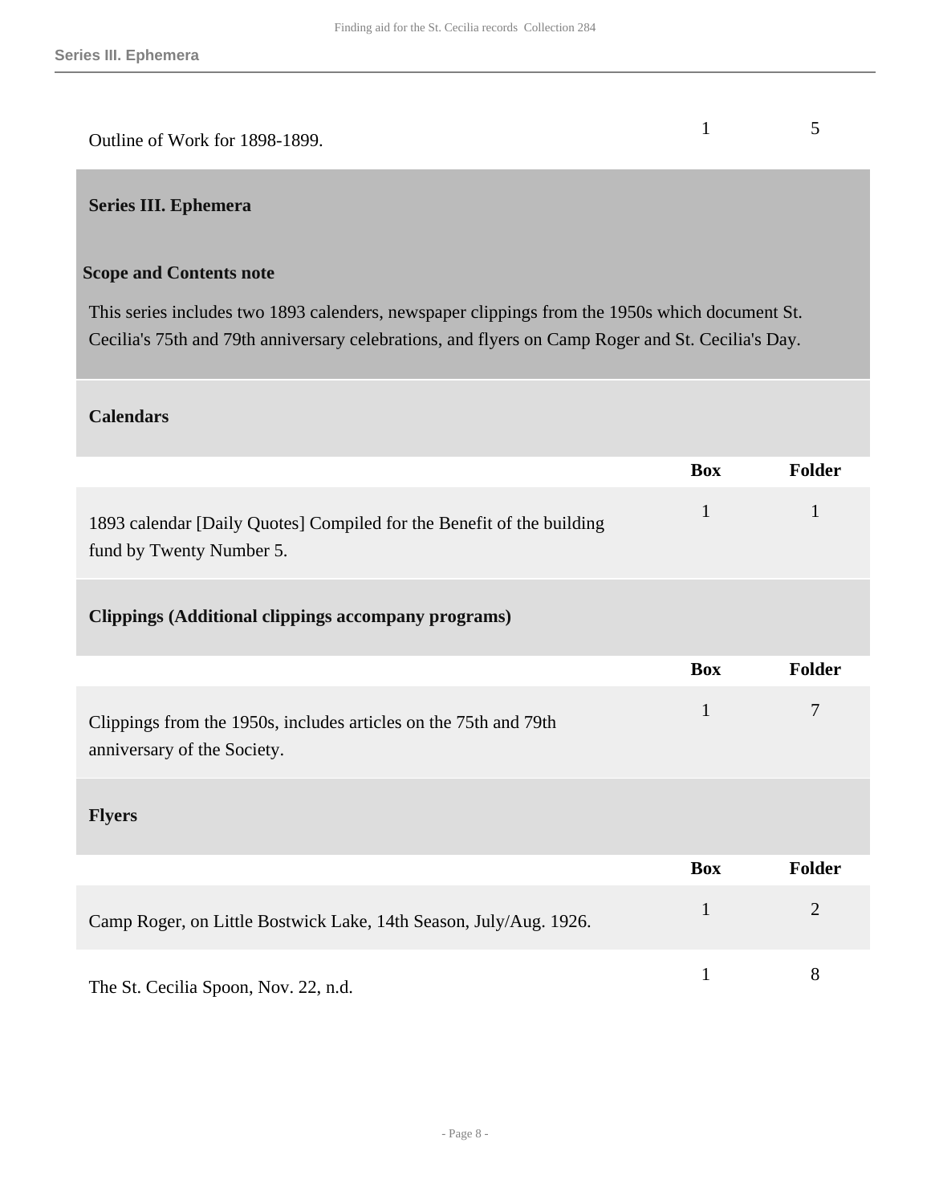| | Box | Folder |
|---|---|---|
| Outline of Work for 1898-1899. | 1 | 5 |

## Series III. Ephemera

### Scope and Contents note

This series includes two 1893 calenders, newspaper clippings from the 1950s which document St. Cecilia's 75th and 79th anniversary celebrations, and flyers on Camp Roger and St. Cecilia's Day.

### Calendars

| | Box | Folder |
|---|---|---|
| 1893 calendar [Daily Quotes] Compiled for the Benefit of the building fund by Twenty Number 5. | 1 | 1 |

### Clippings (Additional clippings accompany programs)

| | Box | Folder |
|---|---|---|
| Clippings from the 1950s, includes articles on the 75th and 79th anniversary of the Society. | 1 | 7 |

### Flyers

| | Box | Folder |
|---|---|---|
| Camp Roger, on Little Bostwick Lake, 14th Season, July/Aug. 1926. | 1 | 2 |
| The St. Cecilia Spoon, Nov. 22, n.d. | 1 | 8 |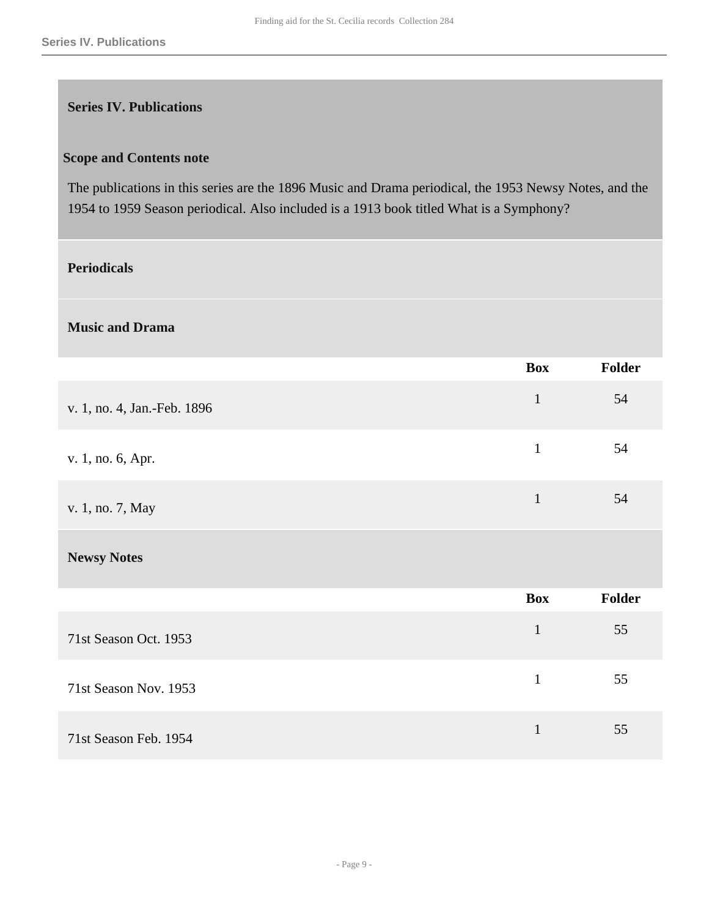## Series IV. Publications

### Scope and Contents note

The publications in this series are the 1896 Music and Drama periodical, the 1953 Newsy Notes, and the 1954 to 1959 Season periodical. Also included is a 1913 book titled What is a Symphony?

### Periodicals

#### Music and Drama

| | Box | Folder |
|---|---|---|
| v. 1, no. 4, Jan.-Feb. 1896 | 1 | 54 |
| v. 1, no. 6, Apr. | 1 | 54 |
| v. 1, no. 7, May | 1 | 54 |

#### Newsy Notes

| | Box | Folder |
|---|---|---|
| 71st Season Oct. 1953 | 1 | 55 |
| 71st Season Nov. 1953 | 1 | 55 |
| 71st Season Feb. 1954 | 1 | 55 |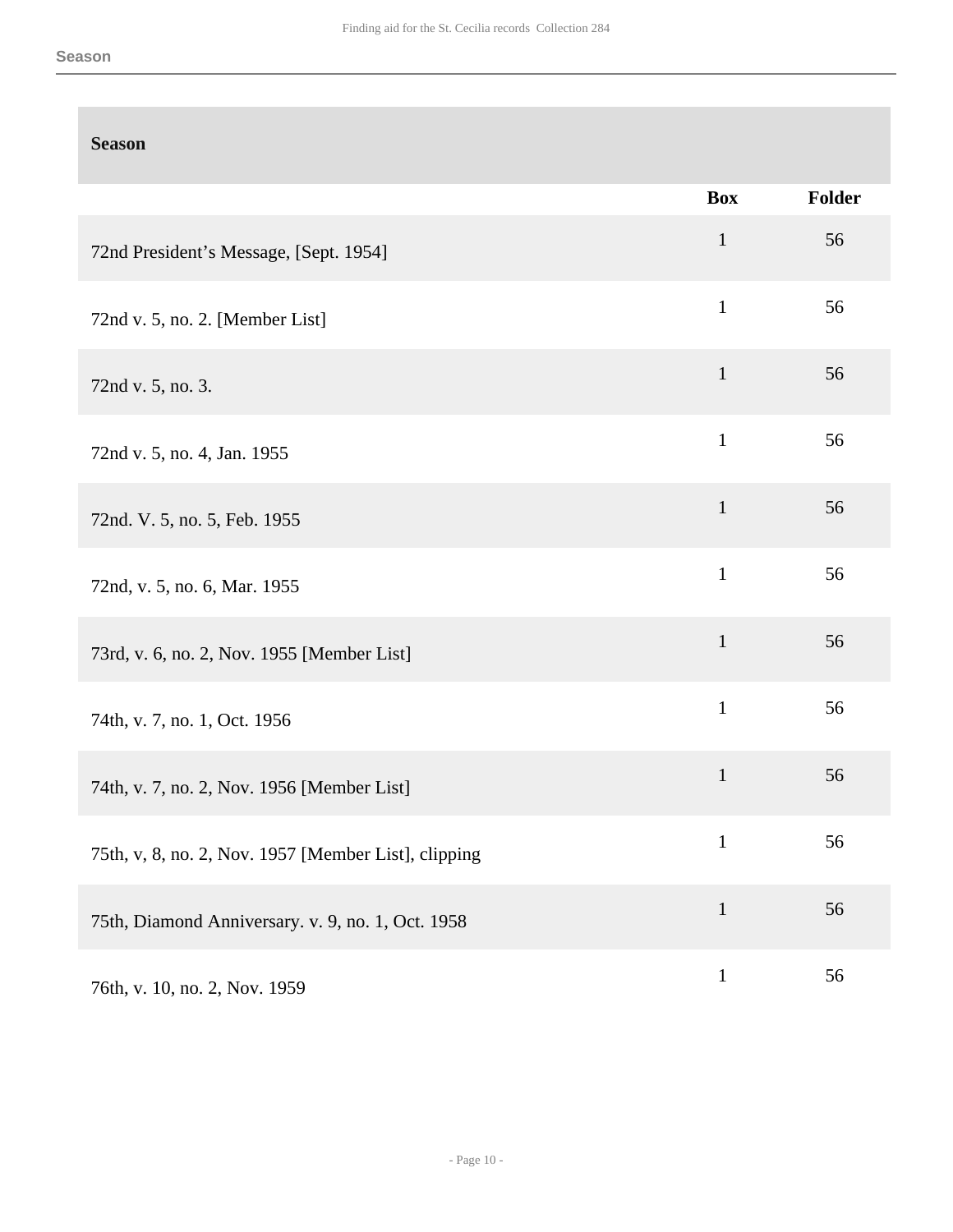## Season

| Season | Box | Folder |
|---|---|---|
| 72nd President's Message, [Sept. 1954] | 1 | 56 |
| 72nd v. 5, no. 2. [Member List] | 1 | 56 |
| 72nd v. 5, no. 3. | 1 | 56 |
| 72nd v. 5, no. 4, Jan. 1955 | 1 | 56 |
| 72nd. V. 5, no. 5, Feb. 1955 | 1 | 56 |
| 72nd, v. 5, no. 6, Mar. 1955 | 1 | 56 |
| 73rd, v. 6, no. 2, Nov. 1955 [Member List] | 1 | 56 |
| 74th, v. 7, no. 1, Oct. 1956 | 1 | 56 |
| 74th, v. 7, no. 2, Nov. 1956 [Member List] | 1 | 56 |
| 75th, v, 8, no. 2, Nov. 1957 [Member List], clipping | 1 | 56 |
| 75th, Diamond Anniversary. v. 9, no. 1, Oct. 1958 | 1 | 56 |
| 76th, v. 10, no. 2, Nov. 1959 | 1 | 56 |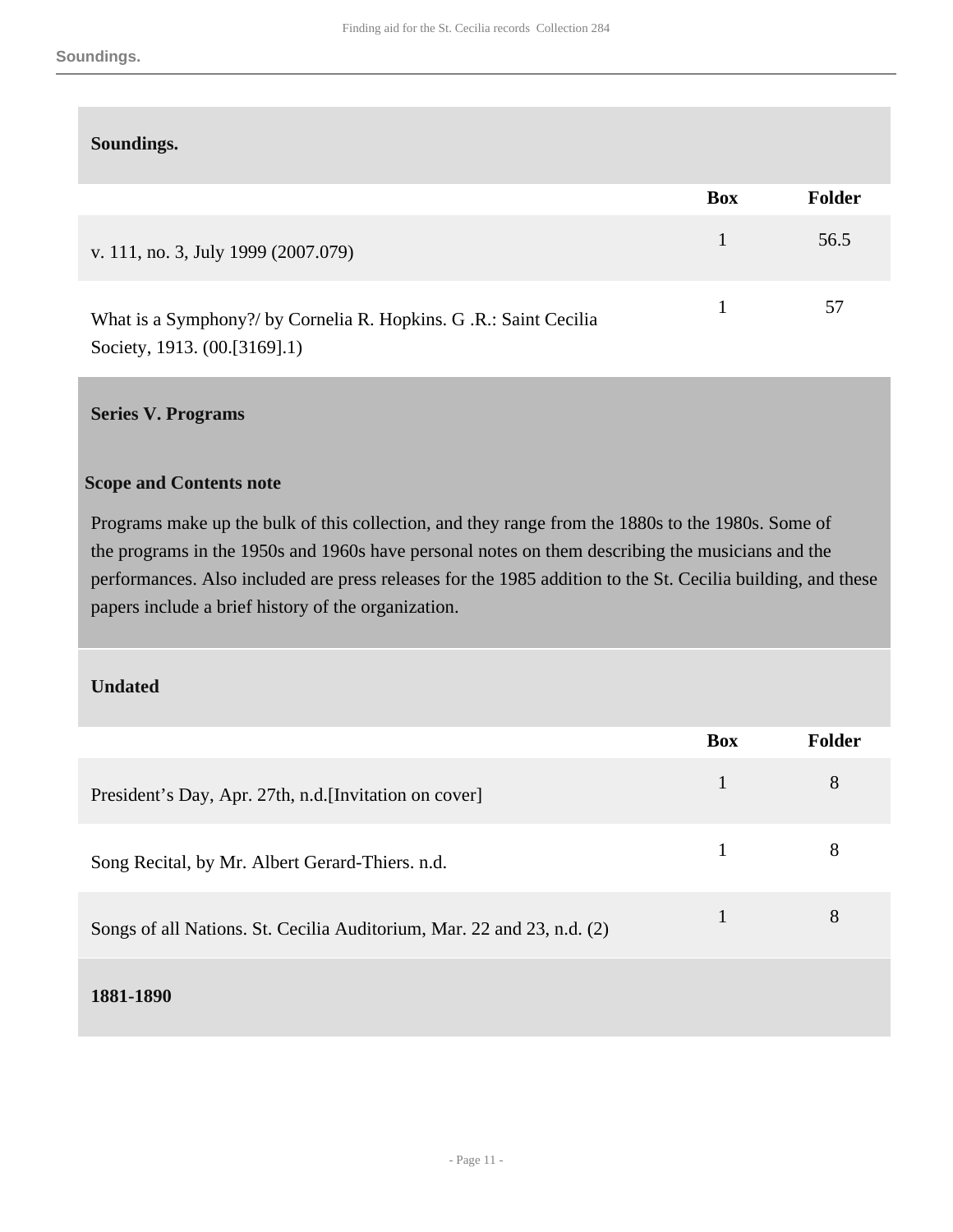### Soundings.

| | Box | Folder |
|---|---|---|
| v. 111, no. 3, July 1999 (2007.079) | 1 | 56.5 |
| What is a Symphony?/ by Cornelia R. Hopkins. G .R.: Saint Cecilia Society, 1913. (00.[3169].1) | 1 | 57 |

## Series V. Programs

**Scope and Contents note**

Programs make up the bulk of this collection, and they range from the 1880s to the 1980s. Some of the programs in the 1950s and 1960s have personal notes on them describing the musicians and the performances. Also included are press releases for the 1985 addition to the St. Cecilia building, and these papers include a brief history of the organization.

### Undated

| | Box | Folder |
|---|---|---|
| President's Day, Apr. 27th, n.d.[Invitation on cover] | 1 | 8 |
| Song Recital, by Mr. Albert Gerard-Thiers. n.d. | 1 | 8 |
| Songs of all Nations. St. Cecilia Auditorium, Mar. 22 and 23, n.d. (2) | 1 | 8 |

### 1881-1890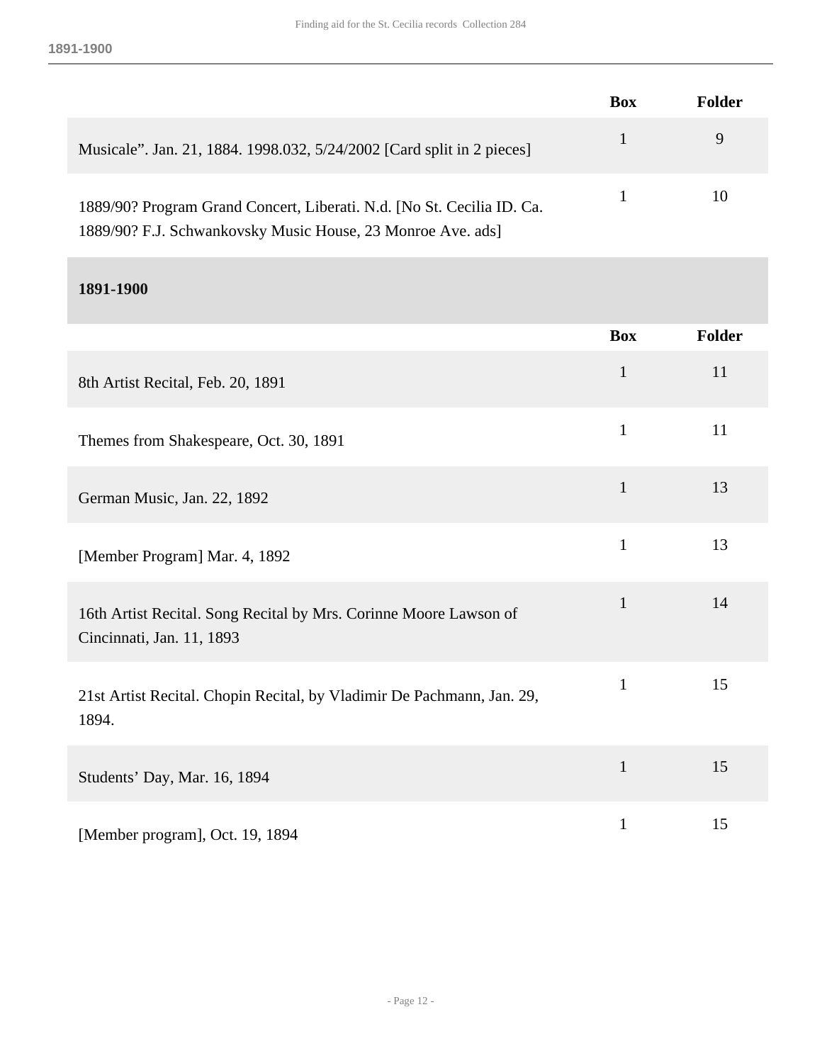| | Box | Folder |
|---|---|---|
| Musicale". Jan. 21, 1884. 1998.032, 5/24/2002 [Card split in 2 pieces] | 1 | 9 |
| 1889/90? Program Grand Concert, Liberati. N.d. [No St. Cecilia ID. Ca. 1889/90? F.J. Schwankovsky Music House, 23 Monroe Ave. ads] | 1 | 10 |

### 1891-1900

| | Box | Folder |
|---|---|---|
| 8th Artist Recital, Feb. 20, 1891 | 1 | 11 |
| Themes from Shakespeare, Oct. 30, 1891 | 1 | 11 |
| German Music, Jan. 22, 1892 | 1 | 13 |
| [Member Program] Mar. 4, 1892 | 1 | 13 |
| 16th Artist Recital. Song Recital by Mrs. Corinne Moore Lawson of Cincinnati, Jan. 11, 1893 | 1 | 14 |
| 21st Artist Recital. Chopin Recital, by Vladimir De Pachmann, Jan. 29, 1894. | 1 | 15 |
| Students' Day, Mar. 16, 1894 | 1 | 15 |
| [Member program], Oct. 19, 1894 | 1 | 15 |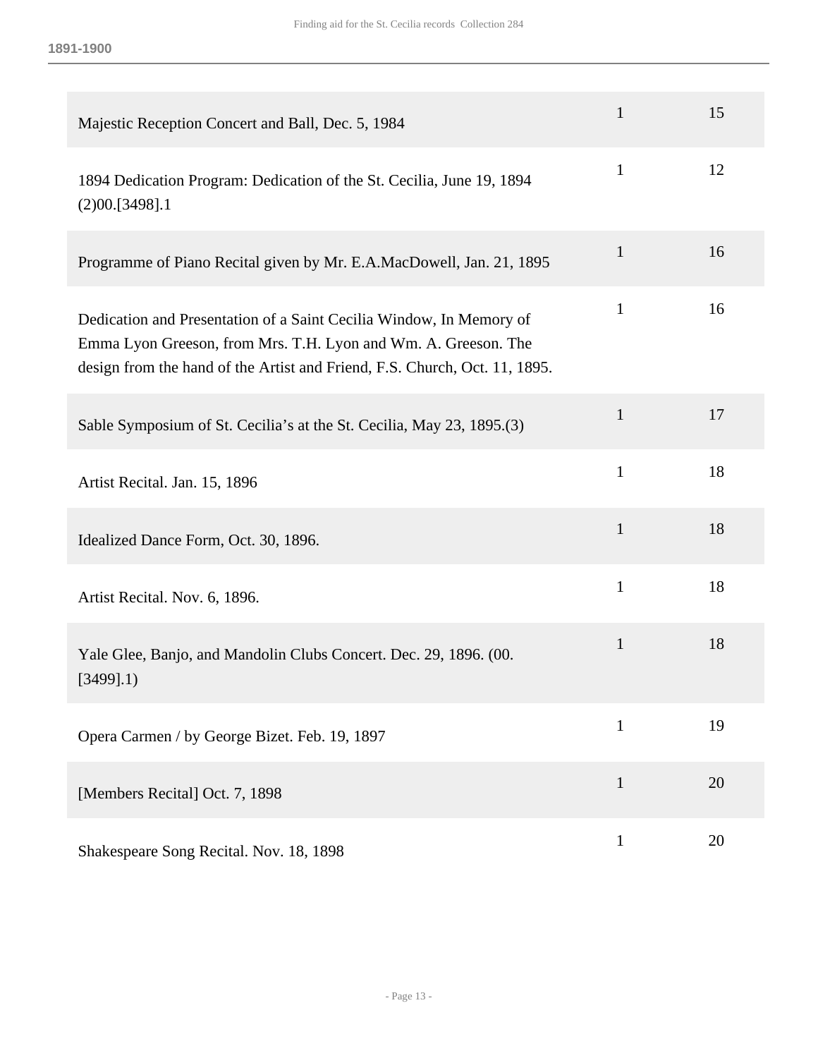1891-1900

| | | |
|---|---|---|
| Majestic Reception Concert and Ball, Dec. 5, 1984 | 1 | 15 |
| 1894 Dedication Program: Dedication of the St. Cecilia, June 19, 1894 (2)00.[3498].1 | 1 | 12 |
| Programme of Piano Recital given by Mr. E.A.MacDowell, Jan. 21, 1895 | 1 | 16 |
| Dedication and Presentation of a Saint Cecilia Window, In Memory of Emma Lyon Greeson, from Mrs. T.H. Lyon and Wm. A. Greeson. The design from the hand of the Artist and Friend, F.S. Church, Oct. 11, 1895. | 1 | 16 |
| Sable Symposium of St. Cecilia's at the St. Cecilia, May 23, 1895.(3) | 1 | 17 |
| Artist Recital. Jan. 15, 1896 | 1 | 18 |
| Idealized Dance Form, Oct. 30, 1896. | 1 | 18 |
| Artist Recital. Nov. 6, 1896. | 1 | 18 |
| Yale Glee, Banjo, and Mandolin Clubs Concert. Dec. 29, 1896. (00.[3499].1) | 1 | 18 |
| Opera Carmen / by George Bizet. Feb. 19, 1897 | 1 | 19 |
| [Members Recital] Oct. 7, 1898 | 1 | 20 |
| Shakespeare Song Recital. Nov. 18, 1898 | 1 | 20 |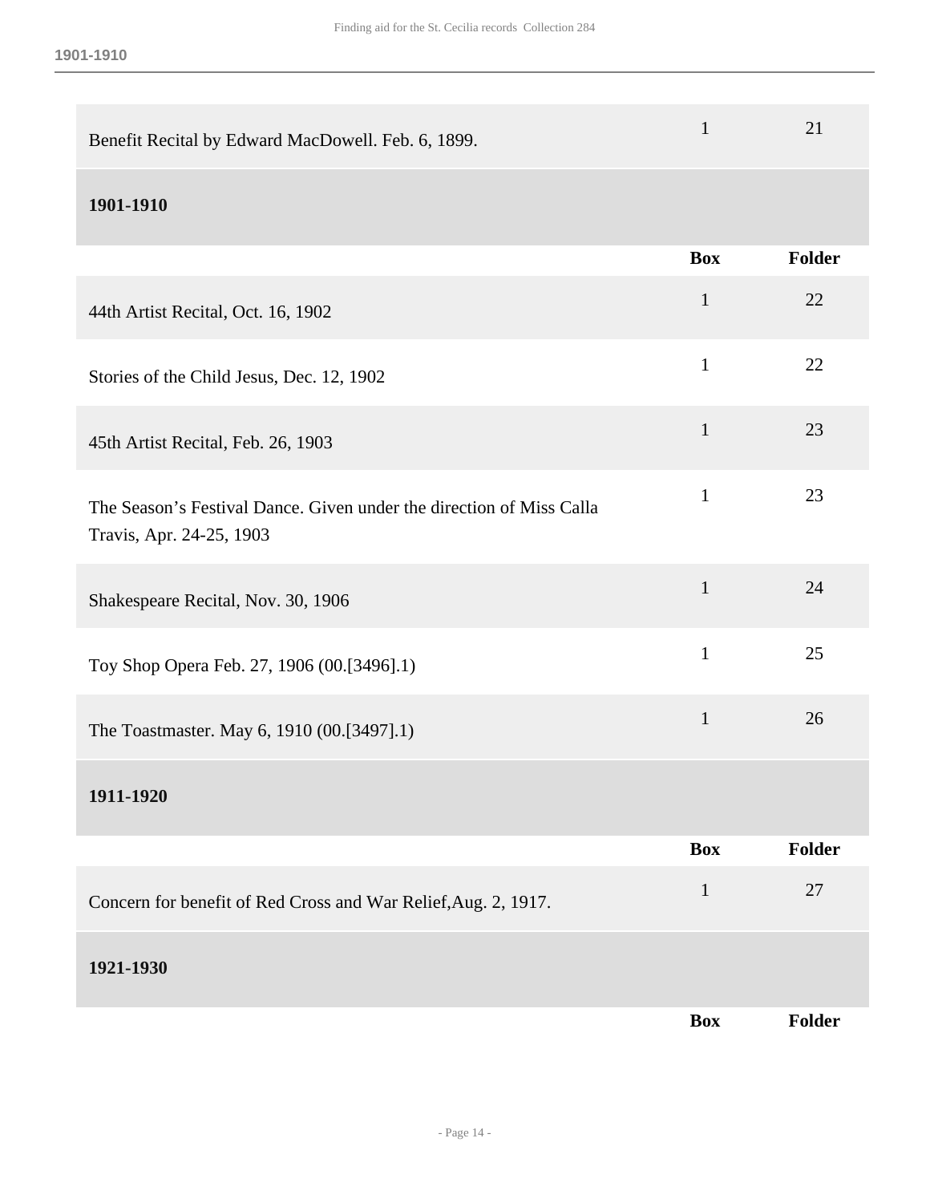| | Box | Folder |
|---|---|---|
| Benefit Recital by Edward MacDowell. Feb. 6, 1899. | 1 | 21 |

### 1901-1910

| | Box | Folder |
|---|---|---|
| 44th Artist Recital, Oct. 16, 1902 | 1 | 22 |
| Stories of the Child Jesus, Dec. 12, 1902 | 1 | 22 |
| 45th Artist Recital, Feb. 26, 1903 | 1 | 23 |
| The Season’s Festival Dance. Given under the direction of Miss Calla Travis, Apr. 24-25, 1903 | 1 | 23 |
| Shakespeare Recital, Nov. 30, 1906 | 1 | 24 |
| Toy Shop Opera Feb. 27, 1906 (00.[3496].1) | 1 | 25 |
| The Toastmaster. May 6, 1910 (00.[3497].1) | 1 | 26 |

### 1911-1920

| | Box | Folder |
|---|---|---|
| Concern for benefit of Red Cross and War Relief,Aug. 2, 1917. | 1 | 27 |

### 1921-1930

| | Box | Folder |
|---|---|---|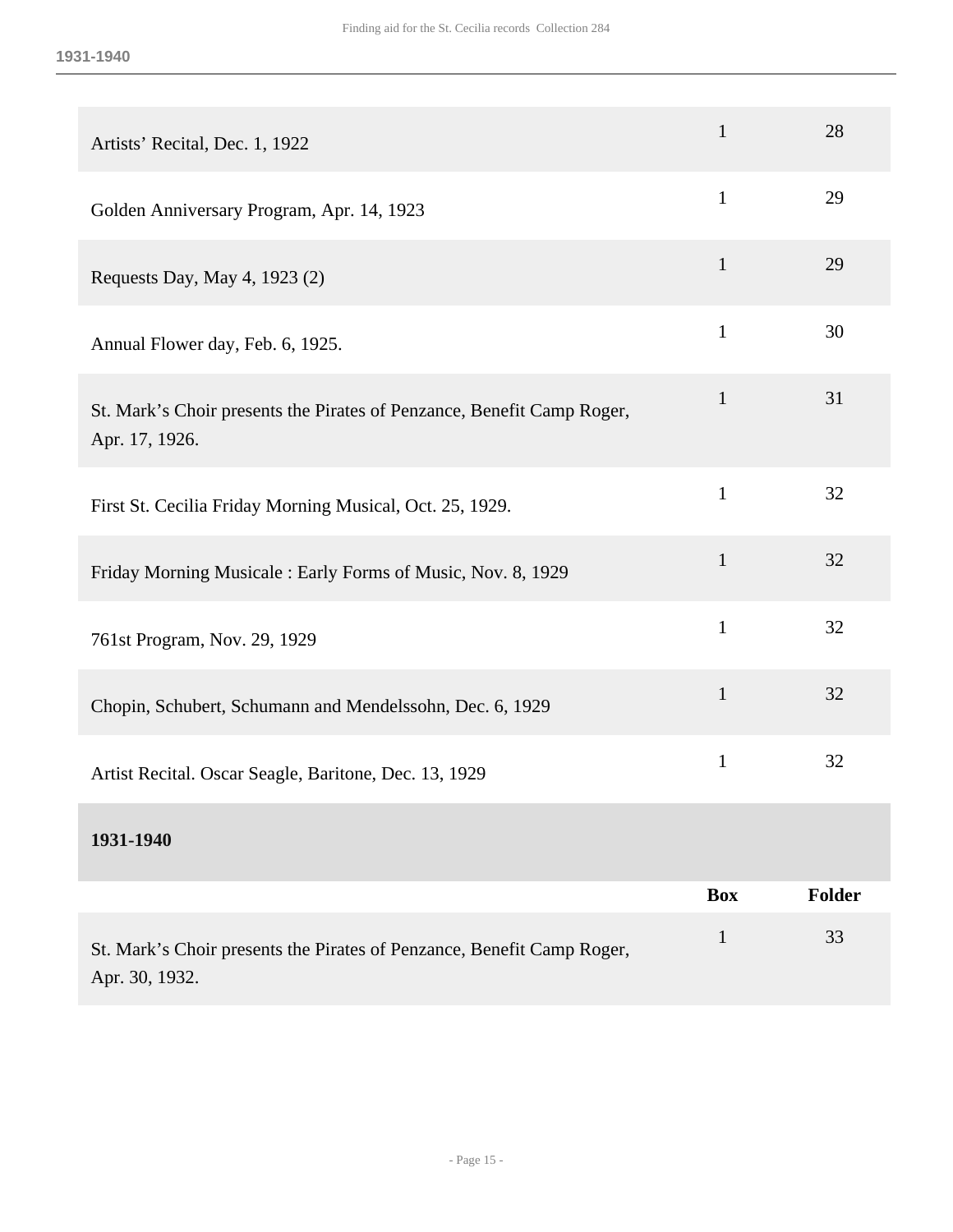| | Box | Folder |
|---|---|---|
| Artists’ Recital, Dec. 1, 1922 | 1 | 28 |
| Golden Anniversary Program, Apr. 14, 1923 | 1 | 29 |
| Requests Day, May 4, 1923 (2) | 1 | 29 |
| Annual Flower day, Feb. 6, 1925. | 1 | 30 |
| St. Mark’s Choir presents the Pirates of Penzance, Benefit Camp Roger, Apr. 17, 1926. | 1 | 31 |
| First St. Cecilia Friday Morning Musical, Oct. 25, 1929. | 1 | 32 |
| Friday Morning Musicale : Early Forms of Music, Nov. 8, 1929 | 1 | 32 |
| 761st Program, Nov. 29, 1929 | 1 | 32 |
| Chopin, Schubert, Schumann and Mendelssohn, Dec. 6, 1929 | 1 | 32 |
| Artist Recital. Oscar Seagle, Baritone, Dec. 13, 1929 | 1 | 32 |

**1931-1940**

| | Box | Folder |
|---|---|---|
| St. Mark’s Choir presents the Pirates of Penzance, Benefit Camp Roger, Apr. 30, 1932. | 1 | 33 |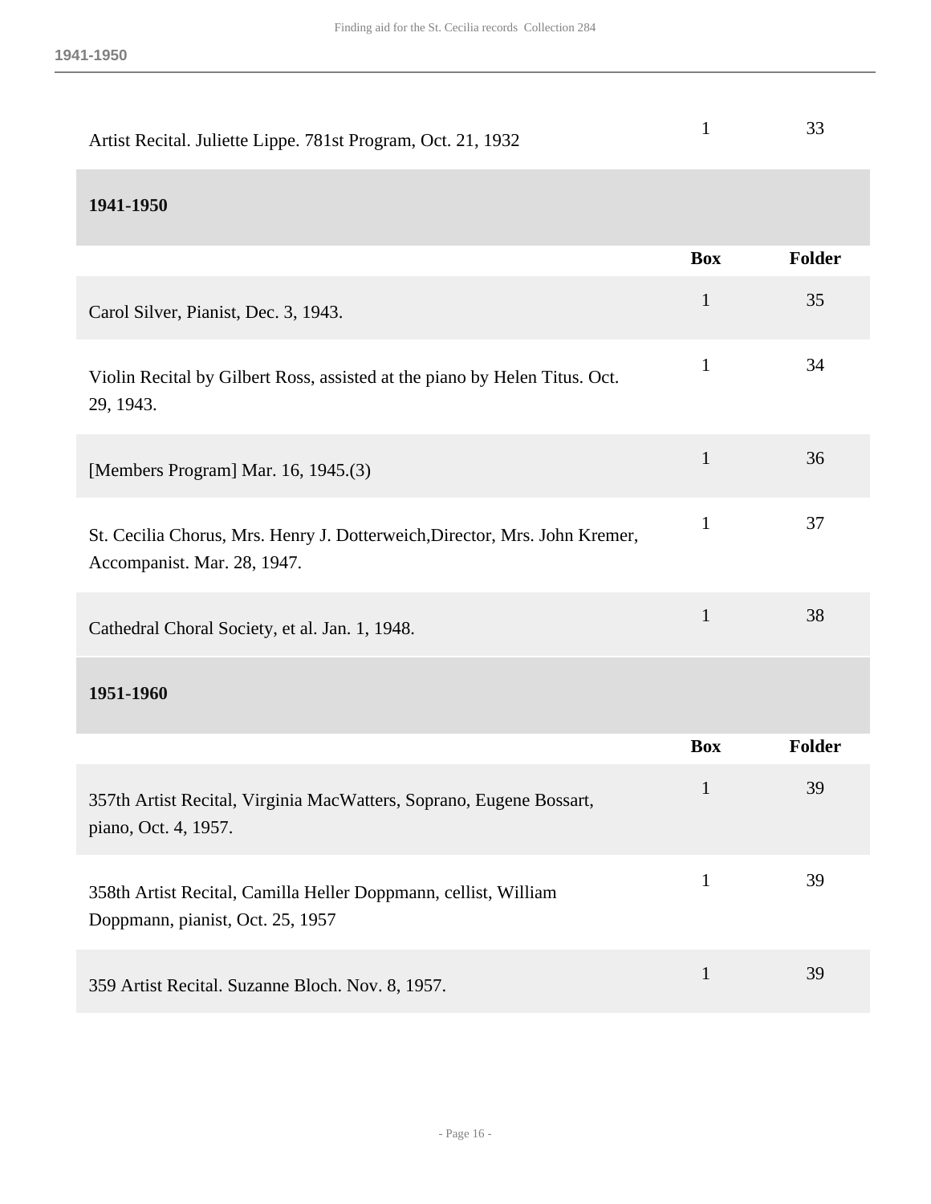| | Box | Folder |
|---|---|---|
| Artist Recital. Juliette Lippe. 781st Program, Oct. 21, 1932 | 1 | 33 |

### 1941-1950

| | Box | Folder |
|---|---|---|
| Carol Silver, Pianist, Dec. 3, 1943. | 1 | 35 |
| Violin Recital by Gilbert Ross, assisted at the piano by Helen Titus. Oct. 29, 1943. | 1 | 34 |
| [Members Program] Mar. 16, 1945.(3) | 1 | 36 |
| St. Cecilia Chorus, Mrs. Henry J. Dotterweich,Director, Mrs. John Kremer, Accompanist. Mar. 28, 1947. | 1 | 37 |
| Cathedral Choral Society, et al. Jan. 1, 1948. | 1 | 38 |

### 1951-1960

| | Box | Folder |
|---|---|---|
| 357th Artist Recital, Virginia MacWatters, Soprano, Eugene Bossart, piano, Oct. 4, 1957. | 1 | 39 |
| 358th Artist Recital, Camilla Heller Doppmann, cellist, William Doppmann, pianist, Oct. 25, 1957 | 1 | 39 |
| 359 Artist Recital. Suzanne Bloch. Nov. 8, 1957. | 1 | 39 |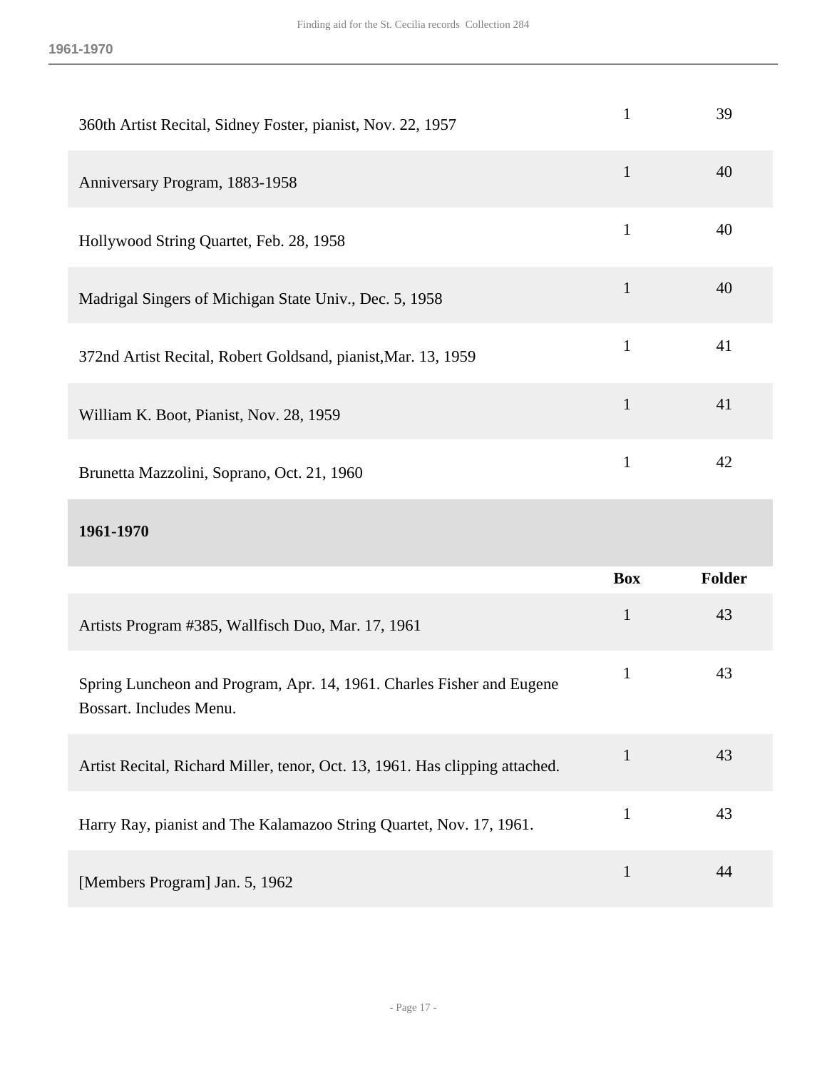| | Box | Folder |
|---|---|---|
| 360th Artist Recital, Sidney Foster, pianist, Nov. 22, 1957 | 1 | 39 |
| Anniversary Program, 1883-1958 | 1 | 40 |
| Hollywood String Quartet, Feb. 28, 1958 | 1 | 40 |
| Madrigal Singers of Michigan State Univ., Dec. 5, 1958 | 1 | 40 |
| 372nd Artist Recital, Robert Goldsand, pianist,Mar. 13, 1959 | 1 | 41 |
| William K. Boot, Pianist, Nov. 28, 1959 | 1 | 41 |
| Brunetta Mazzolini, Soprano, Oct. 21, 1960 | 1 | 42 |

### 1961-1970

| | Box | Folder |
|---|---|---|
| Artists Program #385, Wallfisch Duo, Mar. 17, 1961 | 1 | 43 |
| Spring Luncheon and Program, Apr. 14, 1961. Charles Fisher and Eugene Bossart. Includes Menu. | 1 | 43 |
| Artist Recital, Richard Miller, tenor, Oct. 13, 1961. Has clipping attached. | 1 | 43 |
| Harry Ray, pianist and The Kalamazoo String Quartet, Nov. 17, 1961. | 1 | 43 |
| [Members Program] Jan. 5, 1962 | 1 | 44 |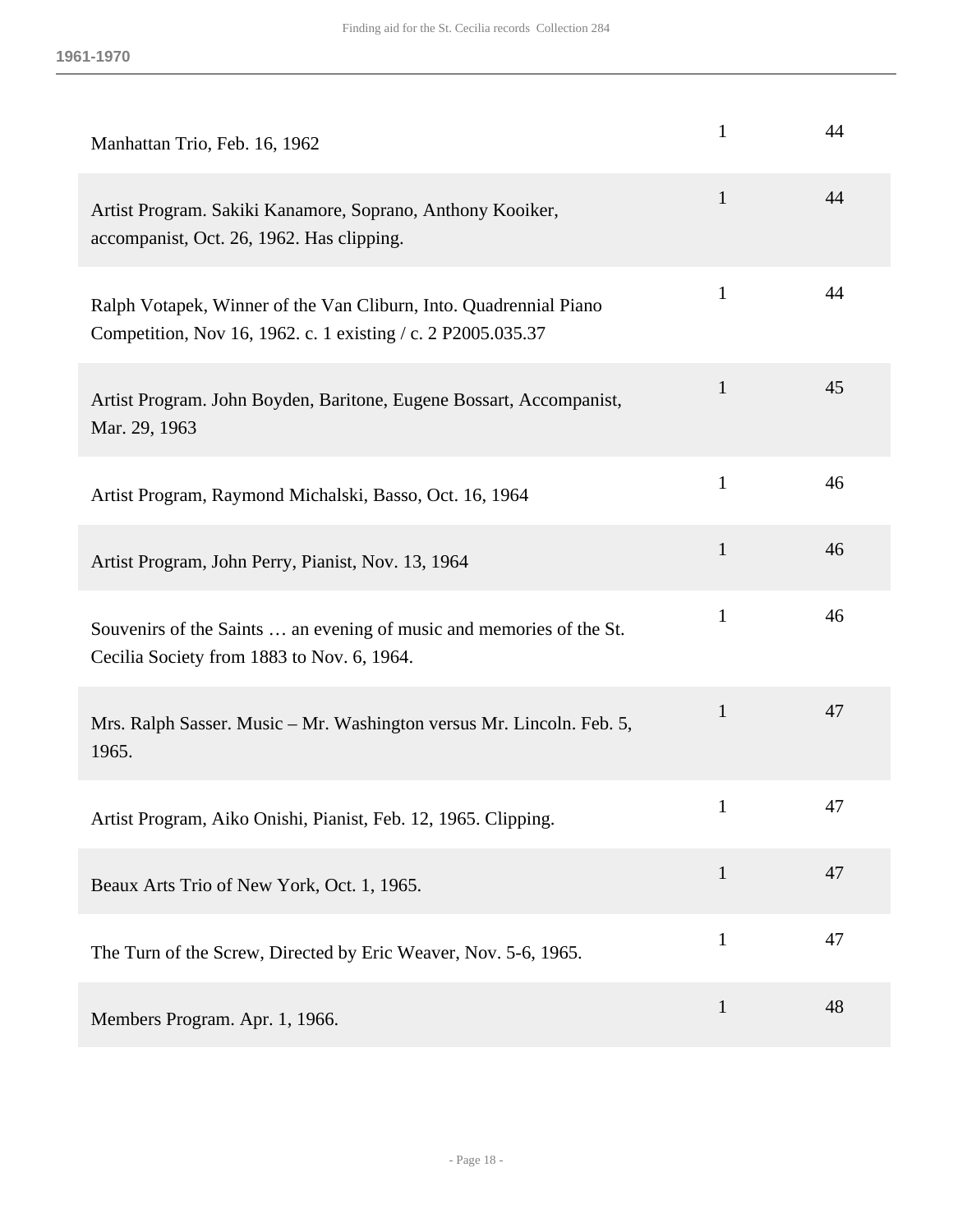| | | |
|---|---|---|
| Manhattan Trio, Feb. 16, 1962 | 1 | 44 |
| Artist Program. Sakiki Kanamore, Soprano, Anthony Kooiker, accompanist, Oct. 26, 1962. Has clipping. | 1 | 44 |
| Ralph Votapek, Winner of the Van Cliburn, Into. Quadrennial Piano Competition, Nov 16, 1962. c. 1 existing / c. 2 P2005.035.37 | 1 | 44 |
| Artist Program. John Boyden, Baritone, Eugene Bossart, Accompanist, Mar. 29, 1963 | 1 | 45 |
| Artist Program, Raymond Michalski, Basso, Oct. 16, 1964 | 1 | 46 |
| Artist Program, John Perry, Pianist, Nov. 13, 1964 | 1 | 46 |
| Souvenirs of the Saints … an evening of music and memories of the St. Cecilia Society from 1883 to Nov. 6, 1964. | 1 | 46 |
| Mrs. Ralph Sasser. Music – Mr. Washington versus Mr. Lincoln. Feb. 5, 1965. | 1 | 47 |
| Artist Program, Aiko Onishi, Pianist, Feb. 12, 1965. Clipping. | 1 | 47 |
| Beaux Arts Trio of New York, Oct. 1, 1965. | 1 | 47 |
| The Turn of the Screw, Directed by Eric Weaver, Nov. 5-6, 1965. | 1 | 47 |
| Members Program. Apr. 1, 1966. | 1 | 48 |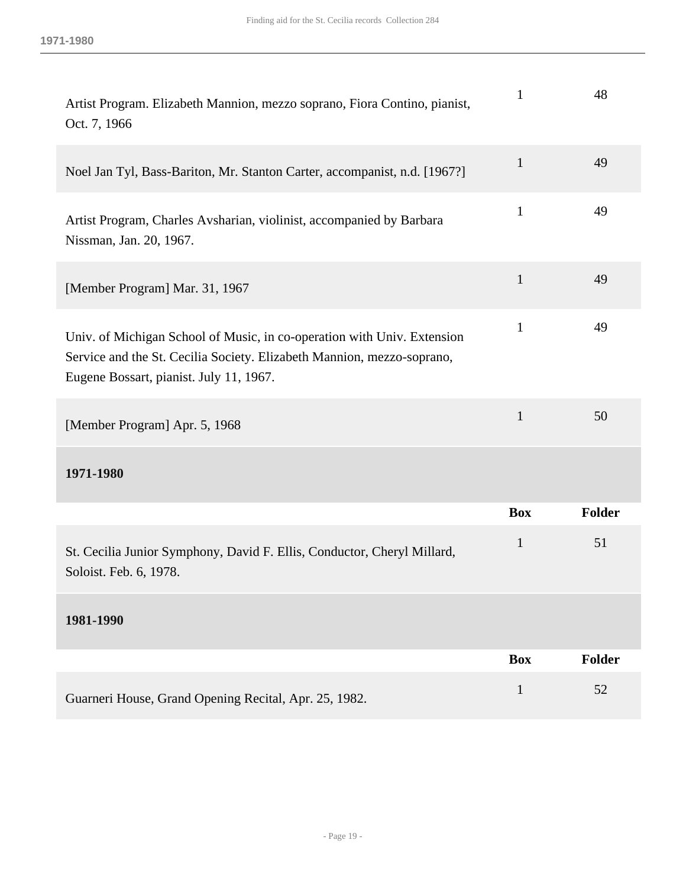| | Box | Folder |
|---|---|---|
| Artist Program. Elizabeth Mannion, mezzo soprano, Fiora Contino, pianist, Oct. 7, 1966 | 1 | 48 |
| Noel Jan Tyl, Bass-Bariton, Mr. Stanton Carter, accompanist, n.d. [1967?] | 1 | 49 |
| Artist Program, Charles Avsharian, violinist, accompanied by Barbara Nissman, Jan. 20, 1967. | 1 | 49 |
| [Member Program] Mar. 31, 1967 | 1 | 49 |
| Univ. of Michigan School of Music, in co-operation with Univ. Extension Service and the St. Cecilia Society. Elizabeth Mannion, mezzo-soprano, Eugene Bossart, pianist. July 11, 1967. | 1 | 49 |
| [Member Program] Apr. 5, 1968 | 1 | 50 |

### 1971-1980

| | Box | Folder |
|---|---|---|
| St. Cecilia Junior Symphony, David F. Ellis, Conductor, Cheryl Millard, Soloist. Feb. 6, 1978. | 1 | 51 |

### 1981-1990

| | Box | Folder |
|---|---|---|
| Guarneri House, Grand Opening Recital, Apr. 25, 1982. | 1 | 52 |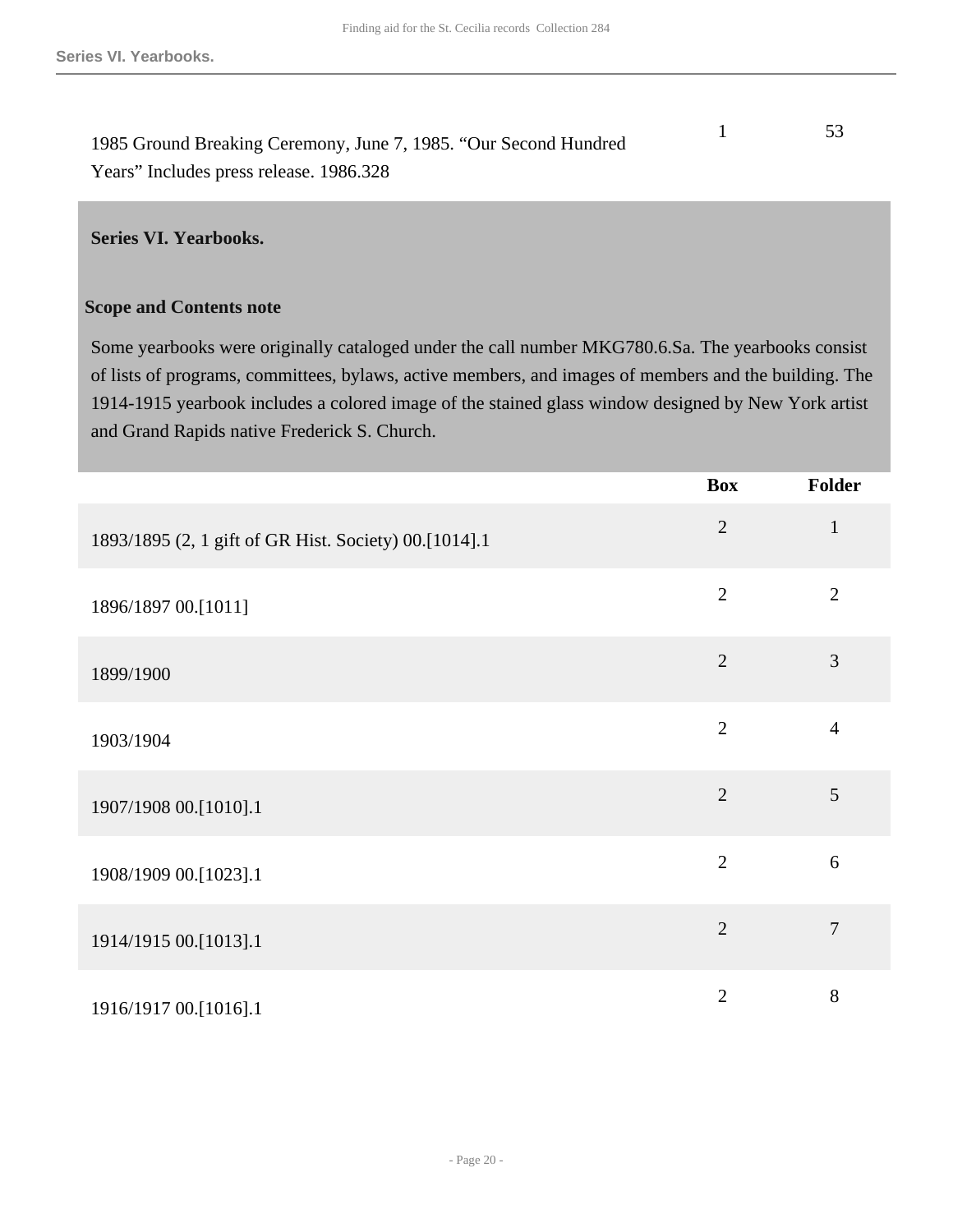| | Box | Folder |
|---|---|---|
| 1985 Ground Breaking Ceremony, June 7, 1985. “Our Second Hundred Years” Includes press release. 1986.328 | 1 | 53 |

## Series VI. Yearbooks.

### Scope and Contents note

Some yearbooks were originally cataloged under the call number MKG780.6.Sa. The yearbooks consist of lists of programs, committees, bylaws, active members, and images of members and the building. The 1914-1915 yearbook includes a colored image of the stained glass window designed by New York artist and Grand Rapids native Frederick S. Church.

| | Box | Folder |
|---|---|---|
| 1893/1895 (2, 1 gift of GR Hist. Society) 00.[1014].1 | 2 | 1 |
| 1896/1897 00.[1011] | 2 | 2 |
| 1899/1900 | 2 | 3 |
| 1903/1904 | 2 | 4 |
| 1907/1908 00.[1010].1 | 2 | 5 |
| 1908/1909 00.[1023].1 | 2 | 6 |
| 1914/1915 00.[1013].1 | 2 | 7 |
| 1916/1917 00.[1016].1 | 2 | 8 |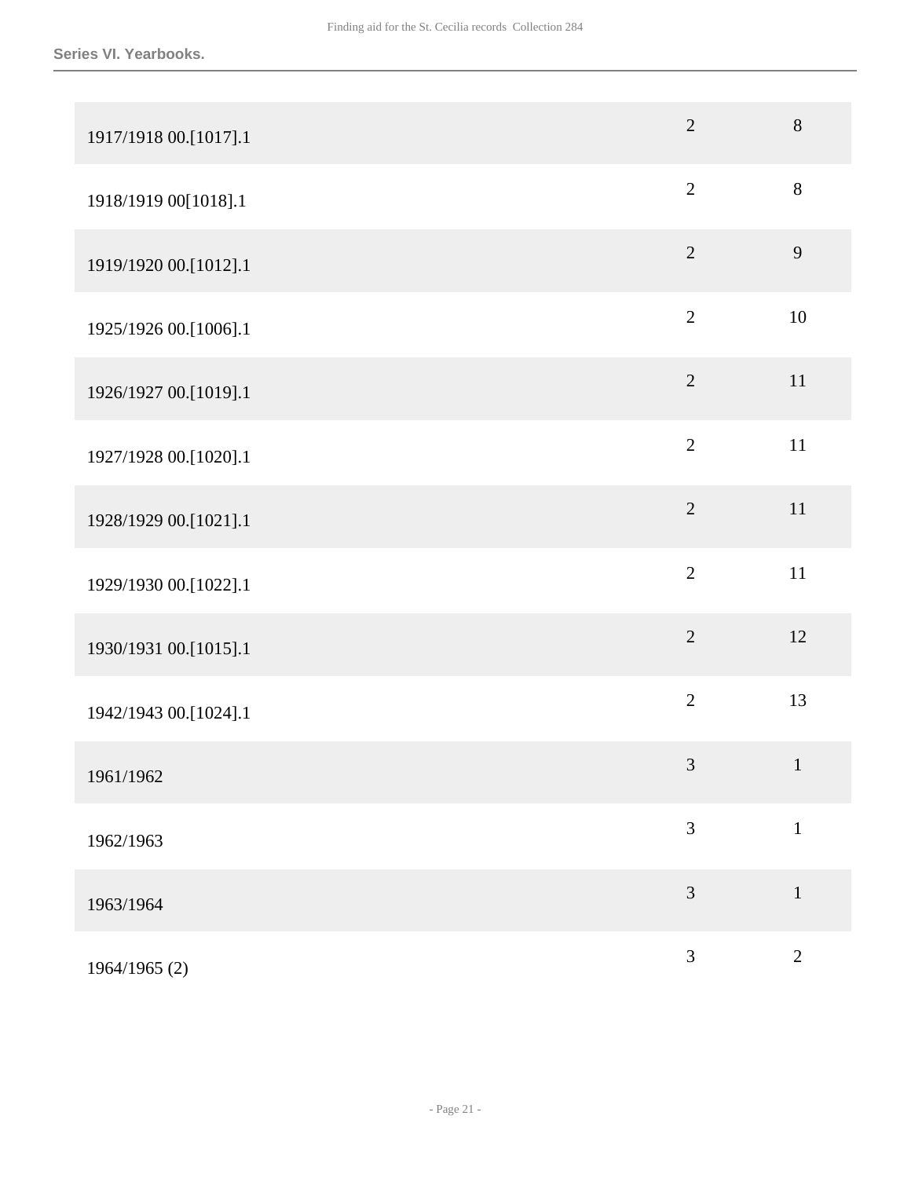| | | |
|---|---|---|
| 1917/1918 00.[1017].1 | 2 | 8 |
| 1918/1919 00[1018].1 | 2 | 8 |
| 1919/1920 00.[1012].1 | 2 | 9 |
| 1925/1926 00.[1006].1 | 2 | 10 |
| 1926/1927 00.[1019].1 | 2 | 11 |
| 1927/1928 00.[1020].1 | 2 | 11 |
| 1928/1929 00.[1021].1 | 2 | 11 |
| 1929/1930 00.[1022].1 | 2 | 11 |
| 1930/1931 00.[1015].1 | 2 | 12 |
| 1942/1943 00.[1024].1 | 2 | 13 |
| 1961/1962 | 3 | 1 |
| 1962/1963 | 3 | 1 |
| 1963/1964 | 3 | 1 |
| 1964/1965 (2) | 3 | 2 |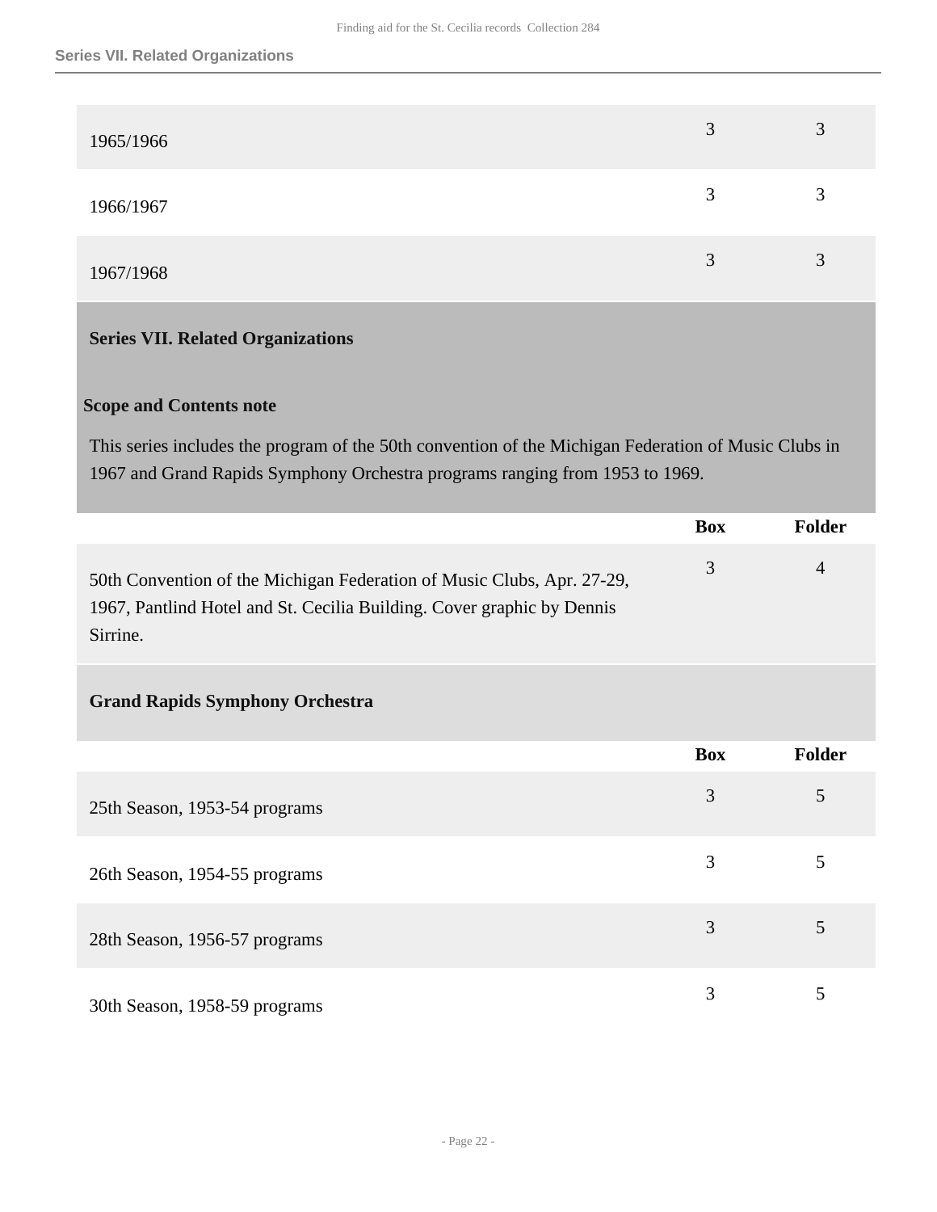| | Box | Folder |
|---|---|---|
| 1965/1966 | 3 | 3 |
| 1966/1967 | 3 | 3 |
| 1967/1968 | 3 | 3 |

## Series VII. Related Organizations

### Scope and Contents note

This series includes the program of the 50th convention of the Michigan Federation of Music Clubs in 1967 and Grand Rapids Symphony Orchestra programs ranging from 1953 to 1969.

| | Box | Folder |
|---|---|---|
| 50th Convention of the Michigan Federation of Music Clubs, Apr. 27-29, 1967, Pantlind Hotel and St. Cecilia Building. Cover graphic by Dennis Sirrine. | 3 | 4 |

### Grand Rapids Symphony Orchestra

| | Box | Folder |
|---|---|---|
| 25th Season, 1953-54 programs | 3 | 5 |
| 26th Season, 1954-55 programs | 3 | 5 |
| 28th Season, 1956-57 programs | 3 | 5 |
| 30th Season, 1958-59 programs | 3 | 5 |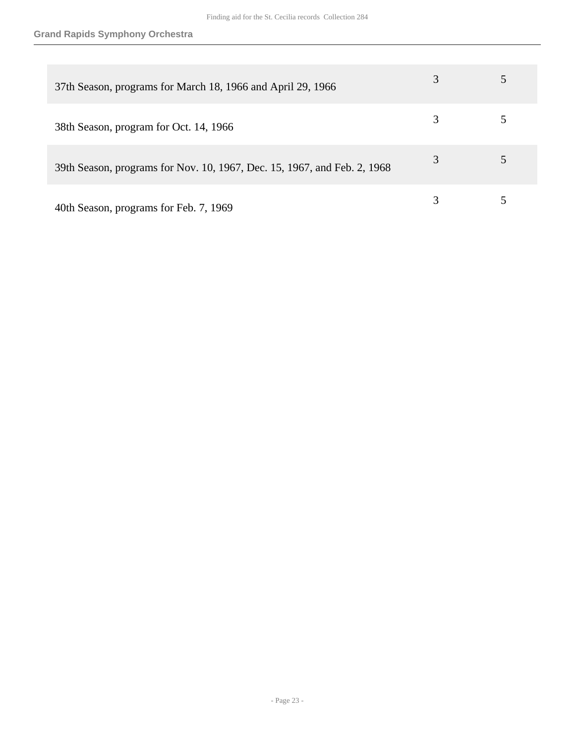| | | |
|---|---|---|
| 37th Season, programs for March 18, 1966 and April 29, 1966 | 3 | 5 |
| 38th Season, program for Oct. 14, 1966 | 3 | 5 |
| 39th Season, programs for Nov. 10, 1967, Dec. 15, 1967, and Feb. 2, 1968 | 3 | 5 |
| 40th Season, programs for Feb. 7, 1969 | 3 | 5 |